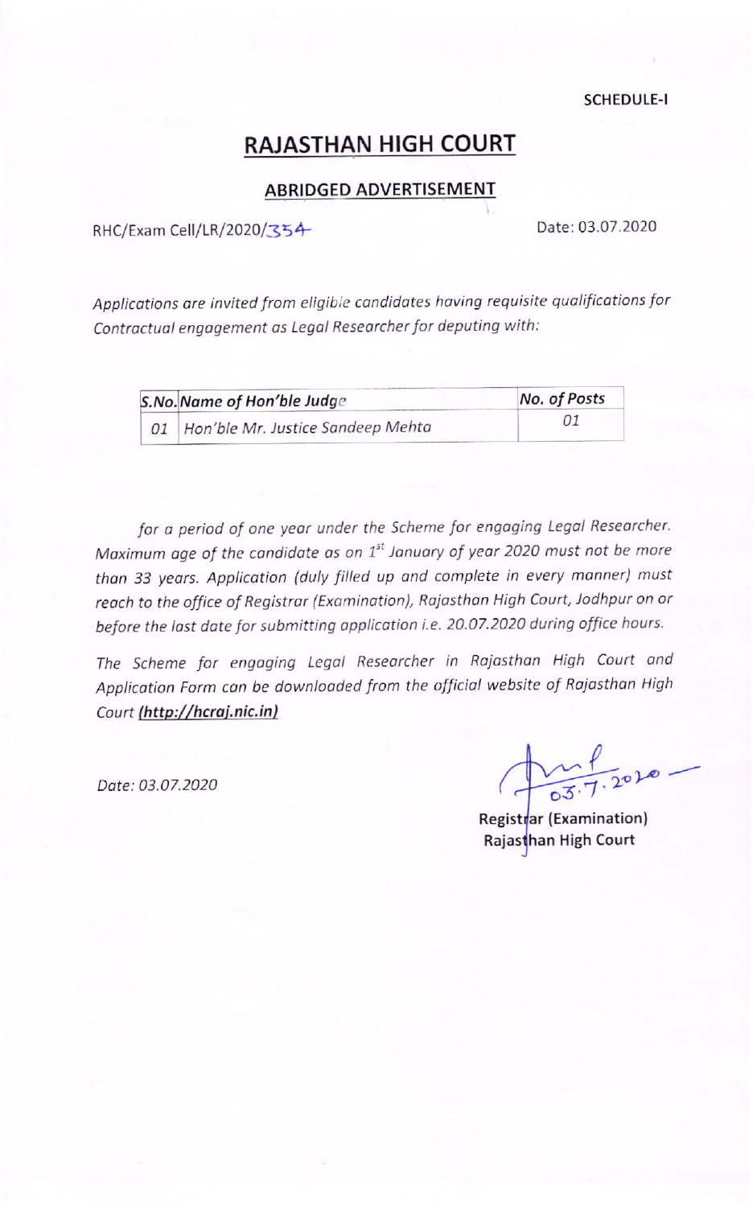SCHEDULE-I

# RAJASTHAN HIGH COURT

## ABRIDGED ADVERTISEMENT

RHC/Exam Cell/LR/2020/354

Date: 03.07.2020

*Applications are invited from eligible candidates having requisite qualifications for Contractual engagement as Legal Researcher for deputing with:*

| *S.No.* | *Name of Hon'ble Judge* | *No. of Posts* |
|---|---|---|
| *01* | *Hon'ble Mr. Justice Sandeep Mehta* | *01* |

*for a period of one year under the Scheme for engaging Legal Researcher. Maximum age of the candidate as on 1st January of year 2020 must not be more than 33 years. Application (duly filled up and complete in every manner) must reach to the office of Registrar (Examination), Rajasthan High Court, Jodhpur on or before the last date for submitting application i.e. 20.07.2020 during office hours.*

*The Scheme for engaging Legal Researcher in Rajasthan High Court and Application Form can be downloaded from the official website of Rajasthan High Court **(http://hcraj.nic.in)***

*Date: 03.07.2020*

03.7.2020

**Registrar (Examination)**
**Rajasthan High Court**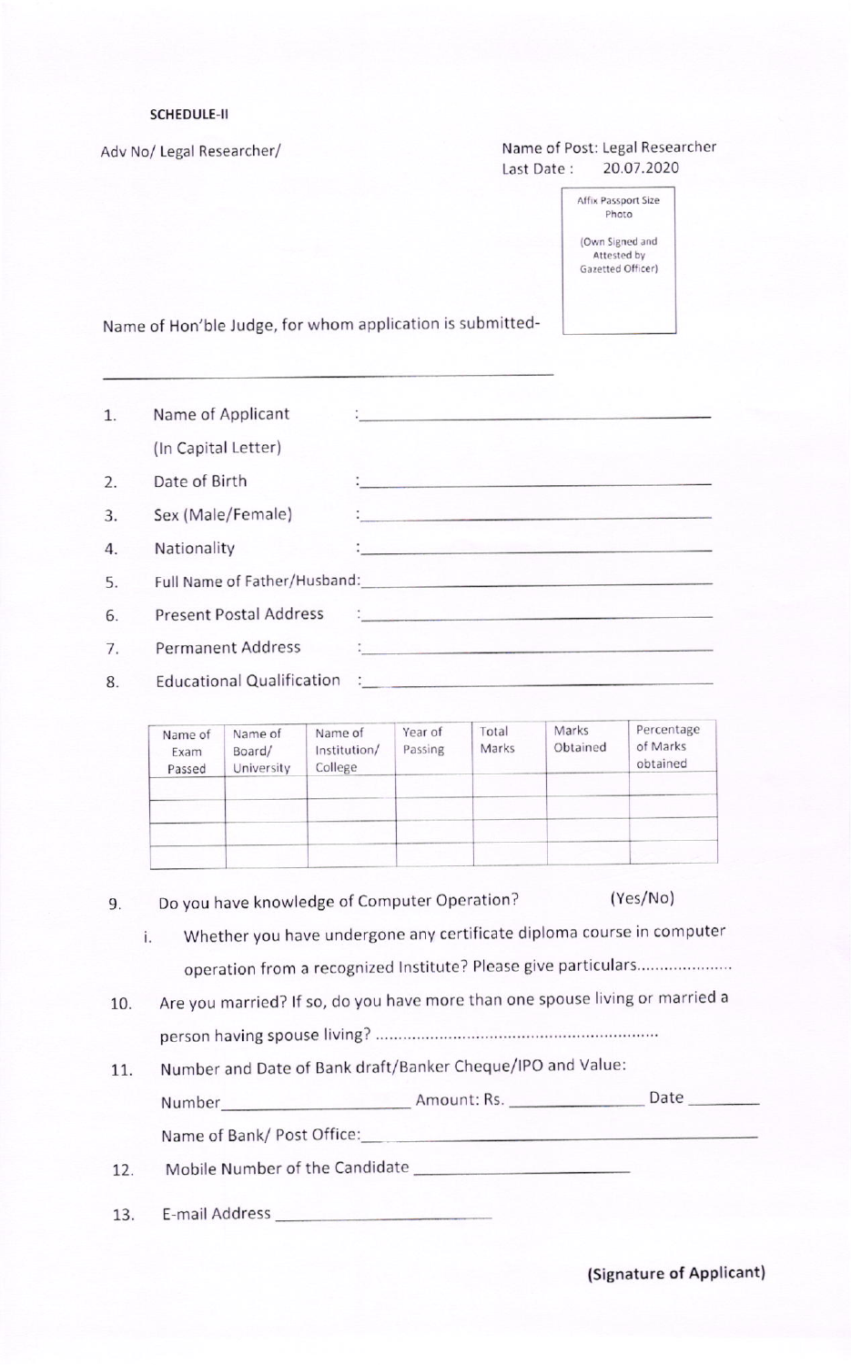**SCHEDULE-II**

Adv No/ Legal Researcher/

Name of Post: Legal Researcher
Last Date : 20.07.2020

Affix Passport Size Photo

(Own Signed and Attested by Gazetted Officer)

Name of Hon'ble Judge, for whom application is submitted-

\_\_\_\_\_\_\_\_\_\_\_\_\_\_\_\_\_\_\_\_\_\_\_\_\_\_\_\_\_\_\_\_\_\_\_\_\_\_\_\_

1. Name of Applicant : \_\_\_\_\_\_\_\_\_\_\_\_\_\_\_\_\_\_\_\_\_\_\_\_\_\_\_\_\_\_\_\_\_\_\_\_
   (In Capital Letter)
2. Date of Birth : \_\_\_\_\_\_\_\_\_\_\_\_\_\_\_\_\_\_\_\_\_\_\_\_\_\_\_\_\_\_\_\_\_\_\_\_
3. Sex (Male/Female) : \_\_\_\_\_\_\_\_\_\_\_\_\_\_\_\_\_\_\_\_\_\_\_\_\_\_\_\_\_\_\_\_\_\_\_\_
4. Nationality : \_\_\_\_\_\_\_\_\_\_\_\_\_\_\_\_\_\_\_\_\_\_\_\_\_\_\_\_\_\_\_\_\_\_\_\_
5. Full Name of Father/Husband: \_\_\_\_\_\_\_\_\_\_\_\_\_\_\_\_\_\_\_\_\_\_\_\_\_\_\_\_\_\_\_\_\_\_\_\_
6. Present Postal Address : \_\_\_\_\_\_\_\_\_\_\_\_\_\_\_\_\_\_\_\_\_\_\_\_\_\_\_\_\_\_\_\_\_\_\_\_
7. Permanent Address : \_\_\_\_\_\_\_\_\_\_\_\_\_\_\_\_\_\_\_\_\_\_\_\_\_\_\_\_\_\_\_\_\_\_\_\_
8. Educational Qualification : \_\_\_\_\_\_\_\_\_\_\_\_\_\_\_\_\_\_\_\_\_\_\_\_\_\_\_\_\_\_\_\_\_\_\_\_

| Name of Exam Passed | Name of Board/ University | Name of Institution/ College | Year of Passing | Total Marks | Marks Obtained | Percentage of Marks obtained |
|---|---|---|---|---|---|---|
| | | | | | | |
| | | | | | | |
| | | | | | | |
| | | | | | | |

9. Do you have knowledge of Computer Operation? (Yes/No)
   i. Whether you have undergone any certificate diploma course in computer operation from a recognized Institute? Please give particulars.....................
10. Are you married? If so, do you have more than one spouse living or married a person having spouse living? ..............................................................
11. Number and Date of Bank draft/Banker Cheque/IPO and Value:
    Number\_\_\_\_\_\_\_\_\_\_\_\_\_\_\_\_\_\_\_\_ Amount: Rs. \_\_\_\_\_\_\_\_\_\_\_\_\_\_\_ Date \_\_\_\_\_\_\_\_
    Name of Bank/ Post Office:\_\_\_\_\_\_\_\_\_\_\_\_\_\_\_\_\_\_\_\_\_\_\_\_\_\_\_\_\_\_\_\_\_\_\_\_
12. Mobile Number of the Candidate \_\_\_\_\_\_\_\_\_\_\_\_\_\_\_\_\_\_\_\_\_\_\_\_\_\_
13. E-mail Address \_\_\_\_\_\_\_\_\_\_\_\_\_\_\_\_\_\_\_\_\_\_\_\_\_\_

**(Signature of Applicant)**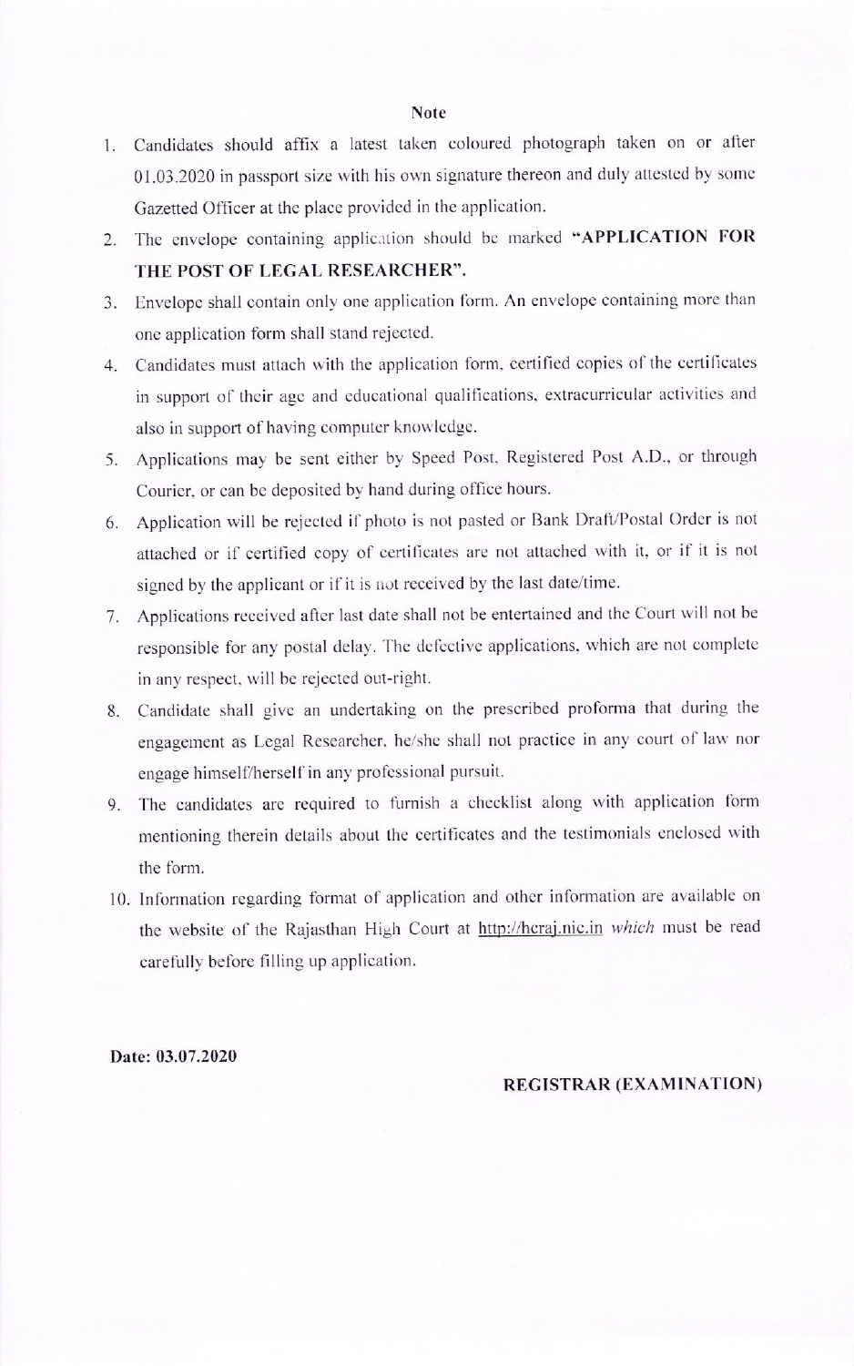## Note

1. Candidates should affix a latest taken coloured photograph taken on or after 01.03.2020 in passport size with his own signature thereon and duly attested by some Gazetted Officer at the place provided in the application.
2. The envelope containing application should be marked **"APPLICATION FOR THE POST OF LEGAL RESEARCHER".**
3. Envelope shall contain only one application form. An envelope containing more than one application form shall stand rejected.
4. Candidates must attach with the application form, certified copies of the certificates in support of their age and educational qualifications, extracurricular activities and also in support of having computer knowledge.
5. Applications may be sent either by Speed Post, Registered Post A.D., or through Courier, or can be deposited by hand during office hours.
6. Application will be rejected if photo is not pasted or Bank Draft/Postal Order is not attached or if certified copy of certificates are not attached with it, or if it is not signed by the applicant or if it is not received by the last date/time.
7. Applications received after last date shall not be entertained and the Court will not be responsible for any postal delay. The defective applications, which are not complete in any respect, will be rejected out-right.
8. Candidate shall give an undertaking on the prescribed proforma that during the engagement as Legal Researcher, he/she shall not practice in any court of law nor engage himself/herself in any professional pursuit.
9. The candidates are required to furnish a checklist along with application form mentioning therein details about the certificates and the testimonials enclosed with the form.
10. Information regarding format of application and other information are available on the website of the Rajasthan High Court at http://hcraj.nic.in *which* must be read carefully before filling up application.

**Date: 03.07.2020**

**REGISTRAR (EXAMINATION)**